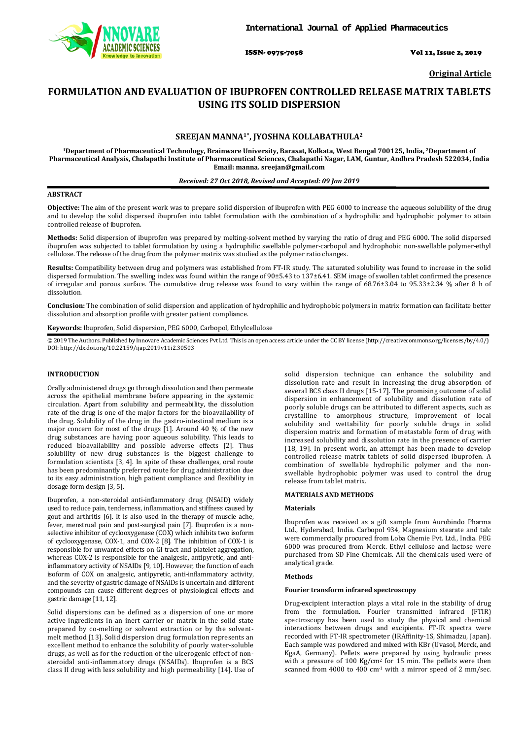Original Article

# FORMULATION AND EVALUATION OF IBUPROFEN CONTROLLED RELEASE MATRIX TABLETS USING ITS SOLID DISPERSION

**SREEJAN MANNA[1*], JYOSHNA KOLLABATHULA[2]**

**[1]Department of Pharmaceutical Technology, Brainware University, Barasat, Kolkata, West Bengal 700125, India, [2]Department of Pharmaceutical Analysis, Chalapathi Institute of Pharmaceutical Sciences, Chalapathi Nagar, LAM, Guntur, Andhra Pradesh 522034, India Email: manna. sreejan@gmail.com**

***Received: 27 Oct 2018, Revised and Accepted: 09 Jan 2019***

## ABSTRACT

**Objective:** The aim of the present work was to prepare solid dispersion of ibuprofen with PEG 6000 to increase the aqueous solubility of the drug and to develop the solid dispersed ibuprofen into tablet formulation with the combination of a hydrophilic and hydrophobic polymer to attain controlled release of ibuprofen.

**Methods:** Solid dispersion of ibuprofen was prepared by melting-solvent method by varying the ratio of drug and PEG 6000. The solid dispersed ibuprofen was subjected to tablet formulation by using a hydrophilic swellable polymer-carbopol and hydrophobic non-swellable polymer-ethyl cellulose. The release of the drug from the polymer matrix was studied as the polymer ratio changes.

**Results:** Compatibility between drug and polymers was established from FT-IR study. The saturated solubility was found to increase in the solid dispersed formulation. The swelling index was found within the range of 90±5.43 to 137±6.41. SEM image of swollen tablet confirmed the presence of irregular and porous surface. The cumulative drug release was found to vary within the range of 68.76±3.04 to 95.33±2.34 % after 8 h of dissolution.

**Conclusion:** The combination of solid dispersion and application of hydrophilic and hydrophobic polymers in matrix formation can facilitate better dissolution and absorption profile with greater patient compliance.

**Keywords:** Ibuprofen, Solid dispersion, PEG 6000, Carbopol, Ethylcellulose

© 2019 The Authors. Published by Innovare Academic Sciences Pvt Ltd. This is an open access article under the CC BY license (http://creativecommons.org/licenses/by/4.0/) DOI: http://dx.doi.org/10.22159/ijap.2019v11i2.30503

## INTRODUCTION

Orally administered drugs go through dissolution and then permeate across the epithelial membrane before appearing in the systemic circulation. Apart from solubility and permeability, the dissolution rate of the drug is one of the major factors for the bioavailability of the drug. Solubility of the drug in the gastro-intestinal medium is a major concern for most of the drugs [1]. Around 40 % of the new drug substances are having poor aqueous solubility. This leads to reduced bioavailability and possible adverse effects [2]. Thus solubility of new drug substances is the biggest challenge to formulation scientists [3, 4]. In spite of these challenges, oral route has been predominantly preferred route for drug administration due to its easy administration, high patient compliance and flexibility in dosage form design [3, 5].

Ibuprofen, a non-steroidal anti-inflammatory drug (NSAID) widely used to reduce pain, tenderness, inflammation, and stiffness caused by gout and arthritis [6]. It is also used in the therapy of muscle ache, fever, menstrual pain and post-surgical pain [7]. Ibuprofen is a non-selective inhibitor of cyclooxygenase (COX) which inhibits two isoform of cyclooxygenase, COX-1, and COX-2 [8]. The inhibition of COX-1 is responsible for unwanted effects on GI tract and platelet aggregation, whereas COX-2 is responsible for the analgesic, antipyretic, and anti-inflammatory activity of NSAIDs [9, 10]. However, the function of each isoform of COX on analgesic, antipyretic, anti-inflammatory activity, and the severity of gastric damage of NSAIDs is uncertain and different compounds can cause different degrees of physiological effects and gastric damage [11, 12].

Solid dispersions can be defined as a dispersion of one or more active ingredients in an inert carrier or matrix in the solid state prepared by co-melting or solvent extraction or by the solvent-melt method [13]. Solid dispersion drug formulation represents an excellent method to enhance the solubility of poorly water-soluble drugs, as well as for the reduction of the ulcerogenic effect of non-steroidal anti-inflammatory drugs (NSAIDs). Ibuprofen is a BCS class II drug with less solubility and high permeability [14]. Use of solid dispersion technique can enhance the solubility and dissolution rate and result in increasing the drug absorption of several BCS class II drugs [15-17]. The promising outcome of solid dispersion in enhancement of solubility and dissolution rate of poorly soluble drugs can be attributed to different aspects, such as crystalline to amorphous structure, improvement of local solubility and wettability for poorly soluble drugs in solid dispersion matrix and formation of metastable form of drug with increased solubility and dissolution rate in the presence of carrier [18, 19]. In present work, an attempt has been made to develop controlled release matrix tablets of solid dispersed ibuprofen. A combination of swellable hydrophilic polymer and the non-swellable hydrophobic polymer was used to control the drug release from tablet matrix.

## MATERIALS AND METHODS

### Materials

Ibuprofen was received as a gift sample from Aurobindo Pharma Ltd., Hyderabad, India. Carbopol 934, Magnesium stearate and talc were commercially procured from Loba Chemie Pvt. Ltd., India. PEG 6000 was procured from Merck. Ethyl cellulose and lactose were purchased from SD Fine Chemicals. All the chemicals used were of analytical grade.

### Methods

#### Fourier transform infrared spectroscopy

Drug-excipient interaction plays a vital role in the stability of drug from the formulation. Fourier transmitted infrared (FTIR) spectroscopy has been used to study the physical and chemical interactions between drugs and excipients. FT-IR spectra were recorded with FT-IR spectrometer (IRAffinity-1S, Shimadzu, Japan). Each sample was powdered and mixed with KBr (Uvasol, Merck, and KgaA, Germany). Pellets were prepared by using hydraulic press with a pressure of 100 $Kg/cm^2$ for 15 min. The pellets were then scanned from 4000 to 400 $cm^{-1}$ with a mirror speed of 2 mm/sec.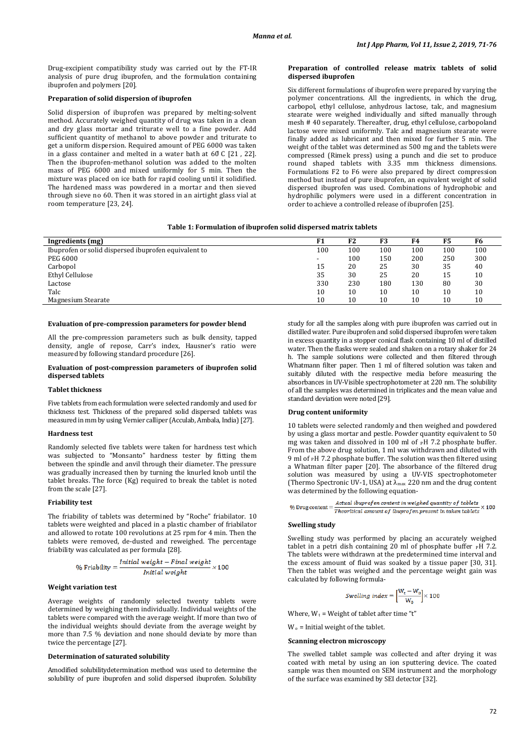Drug-excipient compatibility study was carried out by the FT-IR analysis of pure drug ibuprofen, and the formulation containing ibuprofen and polymers [20].

### Preparation of solid dispersion of ibuprofen

Solid dispersion of ibuprofen was prepared by melting-solvent method. Accurately weighed quantity of drug was taken in a clean and dry glass mortar and triturate well to a fine powder. Add sufficient quantity of methanol to above powder and triturate to get a uniform dispersion. Required amount of PEG 6000 was taken in a glass container and melted in a water bath at 60̊ C [21 , 22]. Then the ibuprofen-methanol solution was added to the molten mass of PEG 6000 and mixed uniformly for 5 min. Then the mixture was placed on ice bath for rapid cooling until it solidified. The hardened mass was powdered in a mortar and then sieved through sieve no 60. Then it was stored in an airtight glass vial at room temperature [23, 24].

### Preparation of controlled release matrix tablets of solid dispersed ibuprofen

Six different formulations of ibuprofen were prepared by varying the polymer concentrations. All the ingredients, in which the drug, carbopol, ethyl cellulose, anhydrous lactose, talc, and magnesium stearate were weighed individually and sifted manually through mesh # 40 separately. Thereafter, drug, ethyl cellulose, carbopoland lactose were mixed uniformly. Talc and magnesium stearate were finally added as lubricant and then mixed for further 5 min. The weight of the tablet was determined as 500 mg and the tablets were compressed (Rimek press) using a punch and die set to produce round shaped tablets with 3.35 mm thickness dimensions. Formulations F2 to F6 were also prepared by direct compression method but instead of pure ibuprofen, an equivalent weight of solid dispersed ibuprofen was used. Combinations of hydrophobic and hydrophilic polymers were used in a different concentration in order to achieve a controlled release of ibuprofen [25].

**Table 1: Formulation of ibuprofen solid dispersed matrix tablets**

| Ingredients (mg) | F1 | F2 | F3 | F4 | F5 | F6 |
|---|---|---|---|---|---|---|
| Ibuprofen or solid dispersed ibuprofen equivalent to | 100 | 100 | 100 | 100 | 100 | 100 |
| PEG 6000 | - | 100 | 150 | 200 | 250 | 300 |
| Carbopol | 15 | 20 | 25 | 30 | 35 | 40 |
| Ethyl Cellulose | 35 | 30 | 25 | 20 | 15 | 10 |
| Lactose | 330 | 230 | 180 | 130 | 80 | 30 |
| Talc | 10 | 10 | 10 | 10 | 10 | 10 |
| Magnesium Stearate | 10 | 10 | 10 | 10 | 10 | 10 |

### Evaluation of pre-compression parameters for powder blend

All the pre-compression parameters such as bulk density, tapped density, angle of repose, Carr's index, Hausner's ratio were measured by following standard procedure [26].

### Evaluation of post-compression parameters of ibuprofen solid dispersed tablets

#### Tablet thickness

Five tablets from each formulation were selected randomly and used for thickness test. Thickness of the prepared solid dispersed tablets was measured in mm by using Vernier calliper (Acculab, Ambala, India) [27].

#### Hardness test

Randomly selected five tablets were taken for hardness test which was subjected to "Monsanto" hardness tester by fitting them between the spindle and anvil through their diameter. The pressure was gradually increased then by turning the knurled knob until the tablet breaks. The force (Kg) required to break the tablet is noted from the scale [27].

#### Friability test

The friability of tablets was determined by "Roche" friabilator. 10 tablets were weighted and placed in a plastic chamber of friabilator and allowed to rotate 100 revolutions at 25 rpm for 4 min. Then the tablets were removed, de-dusted and reweighed. The percentage friability was calculated as per formula [28].

$$\%\ \text{Friability} = \frac{\text{Initial weight} - \text{Final weight}}{\text{Initial weight}} \times 100$$

#### Weight variation test

Average weights of randomly selected twenty tablets were determined by weighing them individually. Individual weights of the tablets were compared with the average weight. If more than two of the individual weights should deviate from the average weight by more than 7.5 % deviation and none should deviate by more than twice the percentage [27].

#### Determination of saturated solubility

Amodified solubilitydetermination method was used to determine the solubility of pure ibuprofen and solid dispersed ibuprofen. Solubility study for all the samples along with pure ibuprofen was carried out in distilled water. Pure ibuprofen and solid dispersed ibuprofen were taken in excess quantity in a stopper conical flask containing 10 ml of distilled water. Then the flasks were sealed and shaken on a rotary shaker for 24 h. The sample solutions were collected and then filtered through Whatmann filter paper. Then 1 ml of filtered solution was taken and suitably diluted with the respective media before measuring the absorbances in UV-Visible spectrophotometer at 220 nm. The solubility of all the samples was determined in triplicates and the mean value and standard deviation were noted [29].

#### Drug content uniformity

10 tablets were selected randomly and then weighed and powdered by using a glass mortar and pestle. Powder quantity equivalent to 50 mg was taken and dissolved in 100 ml of $_{P}$H 7.2 phosphate buffer. From the above drug solution, 1 ml was withdrawn and diluted with 9 ml of $_{P}$H 7.2 phosphate buffer. The solution was then filtered using a Whatman filter paper [20]. The absorbance of the filtered drug solution was measured by using a UV-VIS spectrophotometer (Thermo Spectronic UV-1, USA) at $\lambda_{max}$ 220 nm and the drug content was determined by the following equation-

$$\%\ \text{Drug content} = \frac{\text{Actual ibuprofen content in weighed quantity of tablets}}{\text{Theoritical amount of ibuprofen present in taken tablets}} \times 100$$

#### Swelling study

Swelling study was performed by placing an accurately weighed tablet in a petri dish containing 20 ml of phosphate buffer $_{P}$H 7.2. The tablets were withdrawn at the predetermined time interval and the excess amount of fluid was soaked by a tissue paper [30, 31]. Then the tablet was weighed and the percentage weight gain was calculated by following formula-

$$\text{Swelling index} = \left[\frac{W_t - W_0}{W_0}\right] \times 100$$

Where, $W_t$ = Weight of tablet after time "t"

$W_o$ = Initial weight of the tablet.

#### Scanning electron microscopy

The swelled tablet sample was collected and after drying it was coated with metal by using an ion sputtering device. The coated sample was then mounted on SEM instrument and the morphology of the surface was examined by SEI detector [32].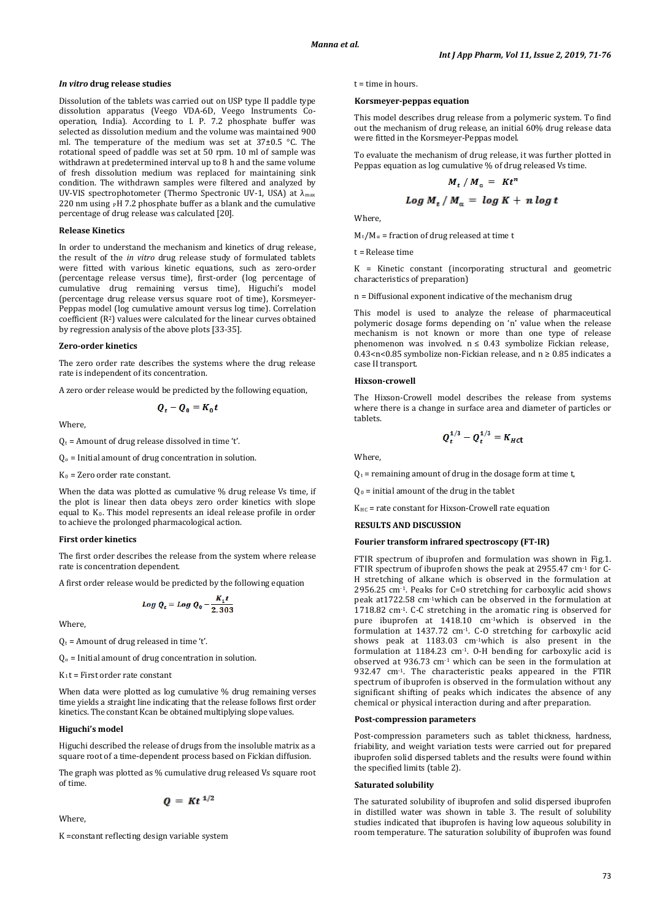### *In vitro* drug release studies

Dissolution of the tablets was carried out on USP type II paddle type dissolution apparatus (Veego VDA-6D, Veego Instruments Co-operation, India). According to I. P. 7.2 phosphate buffer was selected as dissolution medium and the volume was maintained 900 ml. The temperature of the medium was set at 37±0.5 °C. The rotational speed of paddle was set at 50 rpm. 10 ml of sample was withdrawn at predetermined interval up to 8 h and the same volume of fresh dissolution medium was replaced for maintaining sink condition. The withdrawn samples were filtered and analyzed by UV-VIS spectrophotometer (Thermo Spectronic UV-1, USA) at $\lambda_{max}$ 220 nm using $_P$H 7.2 phosphate buffer as a blank and the cumulative percentage of drug release was calculated [20].

### Release Kinetics

In order to understand the mechanism and kinetics of drug release, the result of the *in vitro* drug release study of formulated tablets were fitted with various kinetic equations, such as zero-order (percentage release versus time), first-order (log percentage of cumulative drug remaining versus time), Higuchi's model (percentage drug release versus square root of time), Korsmeyer-Peppas model (log cumulative amount versus log time). Correlation coefficient ($R^2$) values were calculated for the linear curves obtained by regression analysis of the above plots [33-35].

### Zero-order kinetics

The zero order rate describes the systems where the drug release rate is independent of its concentration.

A zero order release would be predicted by the following equation,

$$Q_t - Q_0 = K_0 t$$

Where,

$Q_t$ = Amount of drug release dissolved in time 't'.

$Q_o$ = Initial amount of drug concentration in solution.

$K_0$ = Zero order rate constant.

When the data was plotted as cumulative % drug release Vs time, if the plot is linear then data obeys zero order kinetics with slope equal to $K_0$. This model represents an ideal release profile in order to achieve the prolonged pharmacological action.

### First order kinetics

The first order describes the release from the system where release rate is concentration dependent.

A first order release would be predicted by the following equation

$$Log\ Q_t = Log\ Q_0 - \frac{K_1 t}{2.303}$$

Where,

$Q_t$ = Amount of drug released in time 't'.

$Q_o$ = Initial amount of drug concentration in solution.

$K_1 t$ = First order rate constant

When data were plotted as log cumulative % drug remaining verses time yields a straight line indicating that the release follows first order kinetics. The constant Kcan be obtained multiplying slope values.

### Higuchi's model

Higuchi described the release of drugs from the insoluble matrix as a square root of a time-dependent process based on Fickian diffusion.

The graph was plotted as % cumulative drug released Vs square root of time.

$$Q = Kt^{1/2}$$

Where,

K =constant reflecting design variable system

t = time in hours.

### Korsmeyer-peppas equation

This model describes drug release from a polymeric system. To find out the mechanism of drug release, an initial 60% drug release data were fitted in the Korsmeyer-Peppas model.

To evaluate the mechanism of drug release, it was further plotted in Peppas equation as log cumulative % of drug released Vs time.

$$M_t / M_\alpha = Kt^n$$

$$Log\ M_t / M_\alpha = log\ K + n\ log\ t$$

Where,

$M_t/M_\alpha$ = fraction of drug released at time t

t = Release time

K = Kinetic constant (incorporating structural and geometric characteristics of preparation)

n = Diffusional exponent indicative of the mechanism drug

This model is used to analyze the release of pharmaceutical polymeric dosage forms depending on 'n' value when the release mechanism is not known or more than one type of release phenomenon was involved. $n \leq 0.43$ symbolize Fickian release, $0.43<n<0.85$ symbolize non-Fickian release, and $n \geq 0.85$ indicates a case II transport.

### Hixson-crowell

The Hixson-Crowell model describes the release from systems where there is a change in surface area and diameter of particles or tablets.

$$Q_t^{1/3} - Q_t^{1/3} = K_{Hc}t$$

Where,

$Q_t$ = remaining amount of drug in the dosage form at time t,

$Q_0$ = initial amount of the drug in the tablet

$K_{HC}$ = rate constant for Hixson-Crowell rate equation

## RESULTS AND DISCUSSION

### Fourier transform infrared spectroscopy (FT-IR)

FTIR spectrum of ibuprofen and formulation was shown in Fig.1. FTIR spectrum of ibuprofen shows the peak at 2955.47 cm$^{-1}$ for C-H stretching of alkane which is observed in the formulation at 2956.25 cm$^{-1}$. Peaks for C=O stretching for carboxylic acid shows peak at1722.58 cm$^{-1}$which can be observed in the formulation at 1718.82 cm$^{-1}$. C-C stretching in the aromatic ring is observed for pure ibuprofen at 1418.10 cm$^{-1}$which is observed in the formulation at 1437.72 cm$^{-1}$. C-O stretching for carboxylic acid shows peak at 1183.03 cm$^{-1}$which is also present in the formulation at 1184.23 cm$^{-1}$. O-H bending for carboxylic acid is observed at 936.73 cm$^{-1}$ which can be seen in the formulation at 932.47 cm$^{-1}$. The characteristic peaks appeared in the FTIR spectrum of ibuprofen is observed in the formulation without any significant shifting of peaks which indicates the absence of any chemical or physical interaction during and after preparation.

### Post-compression parameters

Post-compression parameters such as tablet thickness, hardness, friability, and weight variation tests were carried out for prepared ibuprofen solid dispersed tablets and the results were found within the specified limits (table 2).

### Saturated solubility

The saturated solubility of ibuprofen and solid dispersed ibuprofen in distilled water was shown in table 3. The result of solubility studies indicated that ibuprofen is having low aqueous solubility in room temperature. The saturation solubility of ibuprofen was found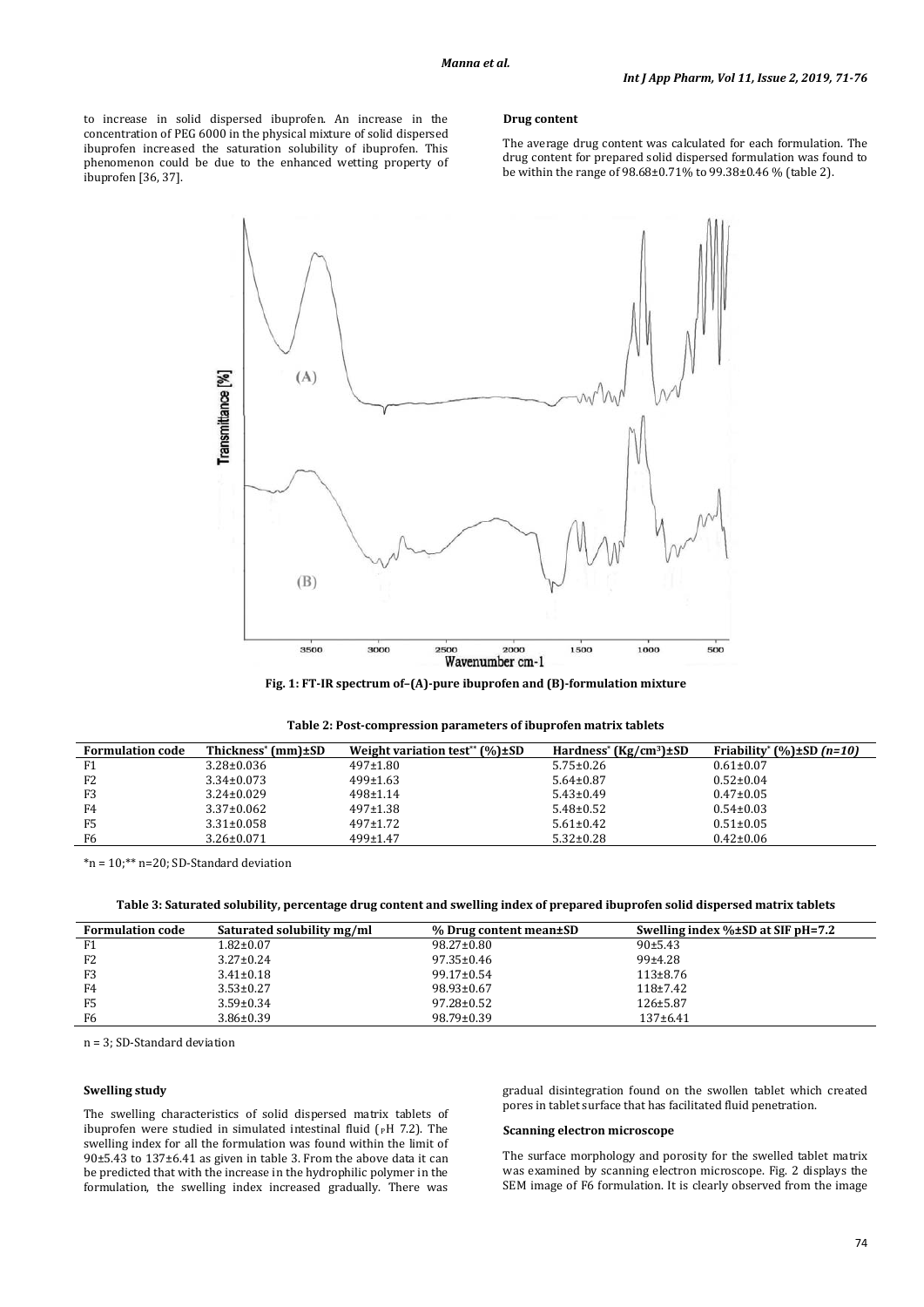to increase in solid dispersed ibuprofen. An increase in the concentration of PEG 6000 in the physical mixture of solid dispersed ibuprofen increased the saturation solubility of ibuprofen. This phenomenon could be due to the enhanced wetting property of ibuprofen [36, 37].

### Drug content

The average drug content was calculated for each formulation. The drug content for prepared solid dispersed formulation was found to be within the range of 98.68±0.71% to 99.38±0.46 % (table 2).

**Fig. 1: FT-IR spectrum of–(A)-pure ibuprofen and (B)-formulation mixture**

**Table 2: Post-compression parameters of ibuprofen matrix tablets**

| Formulation code | Thickness* (mm)±SD | Weight variation test** (%)±SD | Hardness* (Kg/cm$^3$)±SD | Friability* (%)±SD *(n=10)* |
|---|---|---|---|---|
| F1 | 3.28±0.036 | 497±1.80 | 5.75±0.26 | 0.61±0.07 |
| F2 | 3.34±0.073 | 499±1.63 | 5.64±0.87 | 0.52±0.04 |
| F3 | 3.24±0.029 | 498±1.14 | 5.43±0.49 | 0.47±0.05 |
| F4 | 3.37±0.062 | 497±1.38 | 5.48±0.52 | 0.54±0.03 |
| F5 | 3.31±0.058 | 497±1.72 | 5.61±0.42 | 0.51±0.05 |
| F6 | 3.26±0.071 | 499±1.47 | 5.32±0.28 | 0.42±0.06 |

*n = 10;** n=20; SD-Standard deviation

**Table 3: Saturated solubility, percentage drug content and swelling index of prepared ibuprofen solid dispersed matrix tablets**

| Formulation code | Saturated solubility mg/ml | % Drug content mean±SD | Swelling index %±SD at SIF pH=7.2 |
|---|---|---|---|
| F1 | 1.82±0.07 | 98.27±0.80 | 90±5.43 |
| F2 | 3.27±0.24 | 97.35±0.46 | 99±4.28 |
| F3 | 3.41±0.18 | 99.17±0.54 | 113±8.76 |
| F4 | 3.53±0.27 | 98.93±0.67 | 118±7.42 |
| F5 | 3.59±0.34 | 97.28±0.52 | 126±5.87 |
| F6 | 3.86±0.39 | 98.79±0.39 | 137±6.41 |

n = 3; SD-Standard deviation

### Swelling study

The swelling characteristics of solid dispersed matrix tablets of ibuprofen were studied in simulated intestinal fluid (pH 7.2). The swelling index for all the formulation was found within the limit of 90±5.43 to 137±6.41 as given in table 3. From the above data it can be predicted that with the increase in the hydrophilic polymer in the formulation, the swelling index increased gradually. There was gradual disintegration found on the swollen tablet which created pores in tablet surface that has facilitated fluid penetration.

### Scanning electron microscope

The surface morphology and porosity for the swelled tablet matrix was examined by scanning electron microscope. Fig. 2 displays the SEM image of F6 formulation. It is clearly observed from the image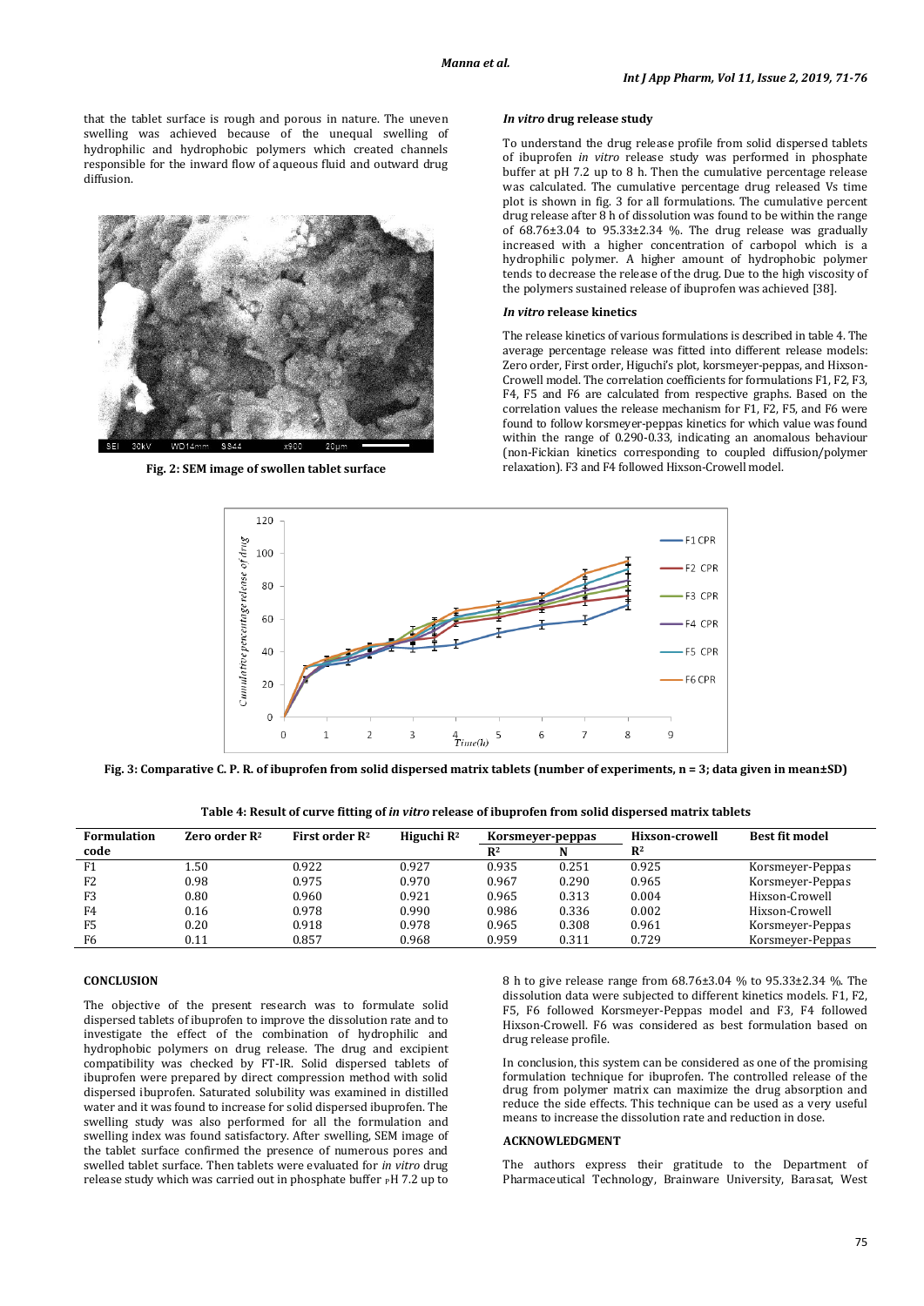that the tablet surface is rough and porous in nature. The uneven swelling was achieved because of the unequal swelling of hydrophilic and hydrophobic polymers which created channels responsible for the inward flow of aqueous fluid and outward drug diffusion.

**Fig. 2: SEM image of swollen tablet surface**

### *In vitro* drug release study

To understand the drug release profile from solid dispersed tablets of ibuprofen *in vitro* release study was performed in phosphate buffer at pH 7.2 up to 8 h. Then the cumulative percentage release was calculated. The cumulative percentage drug released Vs time plot is shown in fig. 3 for all formulations. The cumulative percent drug release after 8 h of dissolution was found to be within the range of 68.76±3.04 to 95.33±2.34 %. The drug release was gradually increased with a higher concentration of carbopol which is a hydrophilic polymer. A higher amount of hydrophobic polymer tends to decrease the release of the drug. Due to the high viscosity of the polymers sustained release of ibuprofen was achieved [38].

### *In vitro* release kinetics

The release kinetics of various formulations is described in table 4. The average percentage release was fitted into different release models: Zero order, First order, Higuchi's plot, korsmeyer-peppas, and Hixson-Crowell model. The correlation coefficients for formulations F1, F2, F3, F4, F5 and F6 are calculated from respective graphs. Based on the correlation values the release mechanism for F1, F2, F5, and F6 were found to follow korsmeyer-peppas kinetics for which value was found within the range of 0.290-0.33, indicating an anomalous behaviour (non-Fickian kinetics corresponding to coupled diffusion/polymer relaxation). F3 and F4 followed Hixson-Crowell model.

**Fig. 3: Comparative C. P. R. of ibuprofen from solid dispersed matrix tablets (number of experiments, n = 3; data given in mean±SD)**

**Table 4: Result of curve fitting of *in vitro* release of ibuprofen from solid dispersed matrix tablets**

| Formulation code | Zero order $R^2$ | First order $R^2$ | Higuchi $R^2$ | Korsmeyer-peppas | | Hixson-crowell | Best fit model |
|---|---|---|---|---|---|---|---|
| | | | | $R^2$ | N | $R^2$ | |
| F1 | 1.50 | 0.922 | 0.927 | 0.935 | 0.251 | 0.925 | Korsmeyer-Peppas |
| F2 | 0.98 | 0.975 | 0.970 | 0.967 | 0.290 | 0.965 | Korsmeyer-Peppas |
| F3 | 0.80 | 0.960 | 0.921 | 0.965 | 0.313 | 0.004 | Hixson-Crowell |
| F4 | 0.16 | 0.978 | 0.990 | 0.986 | 0.336 | 0.002 | Hixson-Crowell |
| F5 | 0.20 | 0.918 | 0.978 | 0.965 | 0.308 | 0.961 | Korsmeyer-Peppas |
| F6 | 0.11 | 0.857 | 0.968 | 0.959 | 0.311 | 0.729 | Korsmeyer-Peppas |

## CONCLUSION

The objective of the present research was to formulate solid dispersed tablets of ibuprofen to improve the dissolution rate and to investigate the effect of the combination of hydrophilic and hydrophobic polymers on drug release. The drug and excipient compatibility was checked by FT-IR. Solid dispersed tablets of ibuprofen were prepared by direct compression method with solid dispersed ibuprofen. Saturated solubility was examined in distilled water and it was found to increase for solid dispersed ibuprofen. The swelling study was also performed for all the formulation and swelling index was found satisfactory. After swelling, SEM image of the tablet surface confirmed the presence of numerous pores and swelled tablet surface. Then tablets were evaluated for *in vitro* drug release study which was carried out in phosphate buffer pH 7.2 up to 8 h to give release range from 68.76±3.04 % to 95.33±2.34 %. The dissolution data were subjected to different kinetics models. F1, F2, F5, F6 followed Korsmeyer-Peppas model and F3, F4 followed Hixson-Crowell. F6 was considered as best formulation based on drug release profile.

In conclusion, this system can be considered as one of the promising formulation technique for ibuprofen. The controlled release of the drug from polymer matrix can maximize the drug absorption and reduce the side effects. This technique can be used as a very useful means to increase the dissolution rate and reduction in dose.

## ACKNOWLEDGMENT

The authors express their gratitude to the Department of Pharmaceutical Technology, Brainware University, Barasat, West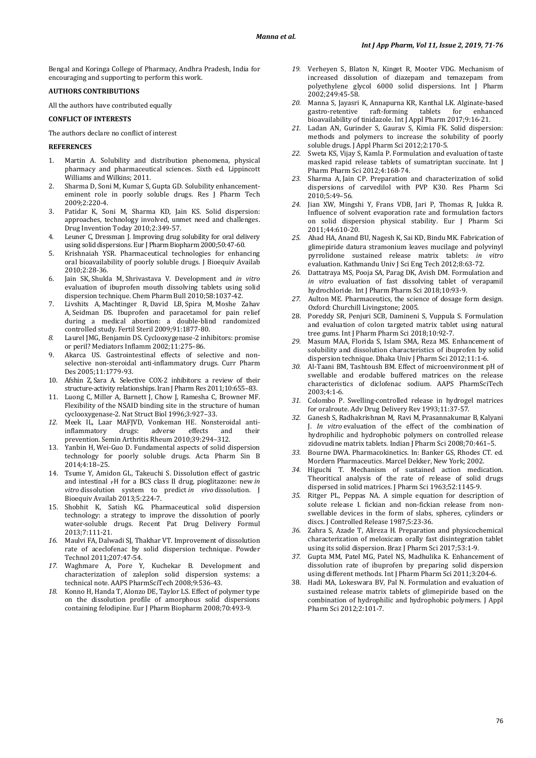Bengal and Koringa College of Pharmacy, Andhra Pradesh, India for encouraging and supporting to perform this work.

### AUTHORS CONTRIBUTIONS

All the authors have contributed equally

### CONFLICT OF INTERESTS

The authors declare no conflict of interest

### REFERENCES

1. Martin A. Solubility and distribution phenomena, physical pharmacy and pharmaceutical sciences. Sixth ed. Lippincott Williams and Wilkins; 2011.
2. Sharma D, Soni M, Kumar S, Gupta GD. Solubility enhancement-eminent role in poorly soluble drugs. Res J Pharm Tech 2009;2:220-4.
3. Patidar K, Soni M, Sharma KD, Jain KS. Solid dispersion: approaches, technology involved, unmet need and challenges. Drug Invention Today 2010;2:349-57.
4. Leuner C, Dressman J. Improving drug solubility for oral delivery using solid dispersions. Eur J Pharm Biopharm 2000;50:47-60.
5. Krishnaiah YSR. Pharmaceutical technologies for enhancing oral bioavailability of poorly soluble drugs. J Bioequiv Availab 2010;2:28-36.
6. Jain SK, Shukla M, Shrivastava V. Development and *in vitro* evaluation of ibuprofen mouth dissolving tablets using solid dispersion technique. Chem Pharm Bull 2010;58:1037-42.
7. Livshits A, Machtinger R, David LB, Spira M, Moshe Zahav A, Seidman DS. Ibuprofen and paracetamol for pain relief during a medical abortion: a double-blind randomized controlled study. Fertil Steril 2009;91:1877-80.
8. Laurel JMG, Benjamin DS. Cyclooxygenase-2 inhibitors: promise or peril? Mediators Inflamm 2002;11:275–86.
9. Akarca US. Gastrointestinal effects of selective and non-selective non-steroidal anti-inflammatory drugs. Curr Pharm Des 2005;11:1779-93.
10. Afshin Z, Sara A. Selective COX-2 inhibitors: a review of their structure-activity relationships. Iran J Pharm Res 2011;10:655–83.
11. Luong C, Miller A, Barnett J, Chow J, Ramesha C, Browner MF. Flexibility of the NSAID binding site in the structure of human cyclooxygenase-2. Nat Struct Biol 1996;3:927–33.
12. Meek IL, Laar MAFJVD, Vonkeman HE. Nonsteroidal anti-inflammatory drugs: adverse effects and their prevention. Semin Arthritis Rheum 2010;39:294–312.
13. Yanbin H, Wei-Guo D. Fundamental aspects of solid dispersion technology for poorly soluble drugs. Acta Pharm Sin B 2014;4:18–25.
14. Tsume Y, Amidon GL, Takeuchi S. Dissolution effect of gastric and intestinal pH for a BCS class II drug, pioglitazone: new *in vitro* dissolution system to predict *in vivo* dissolution. J Bioequiv Availab 2013;5:224-7.
15. Shobhit K, Satish KG. Pharmaceutical solid dispersion technology: a strategy to improve the dissolution of poorly water-soluble drugs. Recent Pat Drug Delivery Formul 2013;7:111-21.
16. Maulvi FA, Dalwadi SJ, Thakhar VT. Improvement of dissolution rate of aceclofenac by solid dispersion technique. Powder Technol 2011;207:47-54.
17. Waghmare A, Pore Y, Kuchekar B. Development and characterization of zaleplon solid dispersion systems: a technical note. AAPS PharmSciTech 2008;9:536-43.
18. Konno H, Handa T, Alonzo DE, Taylor LS. Effect of polymer type on the dissolution profile of amorphous solid dispersions containing felodipine. Eur J Pharm Biopharm 2008;70:493-9.
19. Verheyen S, Blaton N, Kinget R, Mooter VDG. Mechanism of increased dissolution of diazepam and temazepam from polyethylene glycol 6000 solid dispersions. Int J Pharm 2002;249:45-58.
20. Manna S, Jayasri K, Annapurna KR, Kanthal LK. Alginate-based gastro-retentive raft-forming tablets for enhanced bioavailability of tinidazole. Int J Appl Pharm 2017;9:16-21.
21. Ladan AN, Gurinder S, Gaurav S, Kimia FK. Solid dispersion: methods and polymers to increase the solubility of poorly soluble drugs. J Appl Pharm Sci 2012;2:170-5.
22. Sweta KS, Vijay S, Kamla P. Formulation and evaluation of taste masked rapid release tablets of sumatriptan succinate. Int J Pharm Pharm Sci 2012;4:168-74.
23. Sharma A, Jain CP. Preparation and characterization of solid dispersions of carvedilol with PVP K30. Res Pharm Sci 2010;5:49–56.
24. Jian XW, Mingshi Y, Frans VDB, Jari P, Thomas R, Jukka R. Influence of solvent evaporation rate and formulation factors on solid dispersion physical stability. Eur J Pharm Sci 2011;44:610-20.
25. Ahad HA, Anand BU, Nagesh K, Sai KD, Bindu MK. Fabrication of glimepiride datura stramonium leaves mucilage and polyvinyl pyrrolidone sustained release matrix tablets: *in vitro* evaluation. Kathmandu Univ J Sci Eng Tech 2012;8:63-72.
26. Dattatraya MS, Pooja SA, Parag DK, Avish DM. Formulation and *in vitro* evaluation of fast dissolving tablet of verapamil hydrochloride. Int J Pharm Pharm Sci 2018;10:93-9.
27. Aulton ME. Pharmaceutics, the science of dosage form design. Oxford: Churchill Livingstone; 2005.
28. Poreddy SR, Penjuri SCB, Damineni S, Vuppula S. Formulation and evaluation of colon targeted matrix tablet using natural tree gums. Int J Pharm Pharm Sci 2018;10:92-7.
29. Masum MAA, Florida S, Islam SMA, Reza MS. Enhancement of solubility and dissolution characteristics of ibuprofen by solid dispersion technique. Dhaka Univ J Pharm Sci 2012;11:1-6.
30. Al-Taani BM, Tashtoush BM. Effect of microenvironment pH of swellable and erodable buffered matrices on the release characteristics of diclofenac sodium. AAPS PharmSciTech 2003;4:1-6.
31. Colombo P. Swelling-controlled release in hydrogel matrices for oralroute. Adv Drug Delivery Rev 1993;11:37-57.
32. Ganesh S, Radhakrishnan M, Ravi M, Prasannakumar B, Kalyani J. *In vitro* evaluation of the effect of the combination of hydrophilic and hydrophobic polymers on controlled release zidovudine matrix tablets. Indian J Pharm Sci 2008;70:461–5.
33. Bourne DWA. Pharmacokinetics. In: Banker GS, Rhodes CT. ed. Mordern Pharmaceutics. Marcel Dekker, New York; 2002.
34. Higuchi T. Mechanism of sustained action medication. Theoritical analysis of the rate of release of solid drugs dispersed in solid matrices. J Pharm Sci 1963;52:1145-9.
35. Ritger PL, Peppas NA. A simple equation for description of solute release I. fickian and non-fickian release from non-swellable devices in the form of slabs, spheres, cylinders or discs. J Controlled Release 1987;5:23-36.
36. Zahra S, Azade T, Alireza H. Preparation and physicochemical characterization of meloxicam orally fast disintegration tablet using its solid dispersion. Braz J Pharm Sci 2017;53:1-9.
37. Gupta MM, Patel MG, Patel NS, Madhulika K. Enhancement of dissolution rate of ibuprofen by preparing solid dispersion using different methods. Int J Pharm Pharm Sci 2011;3:204-6.
38. Hadi MA, Lokeswara BV, Pal N. Formulation and evaluation of sustained release matrix tablets of glimepiride based on the combination of hydrophilic and hydrophobic polymers. J Appl Pharm Sci 2012;2:101-7.